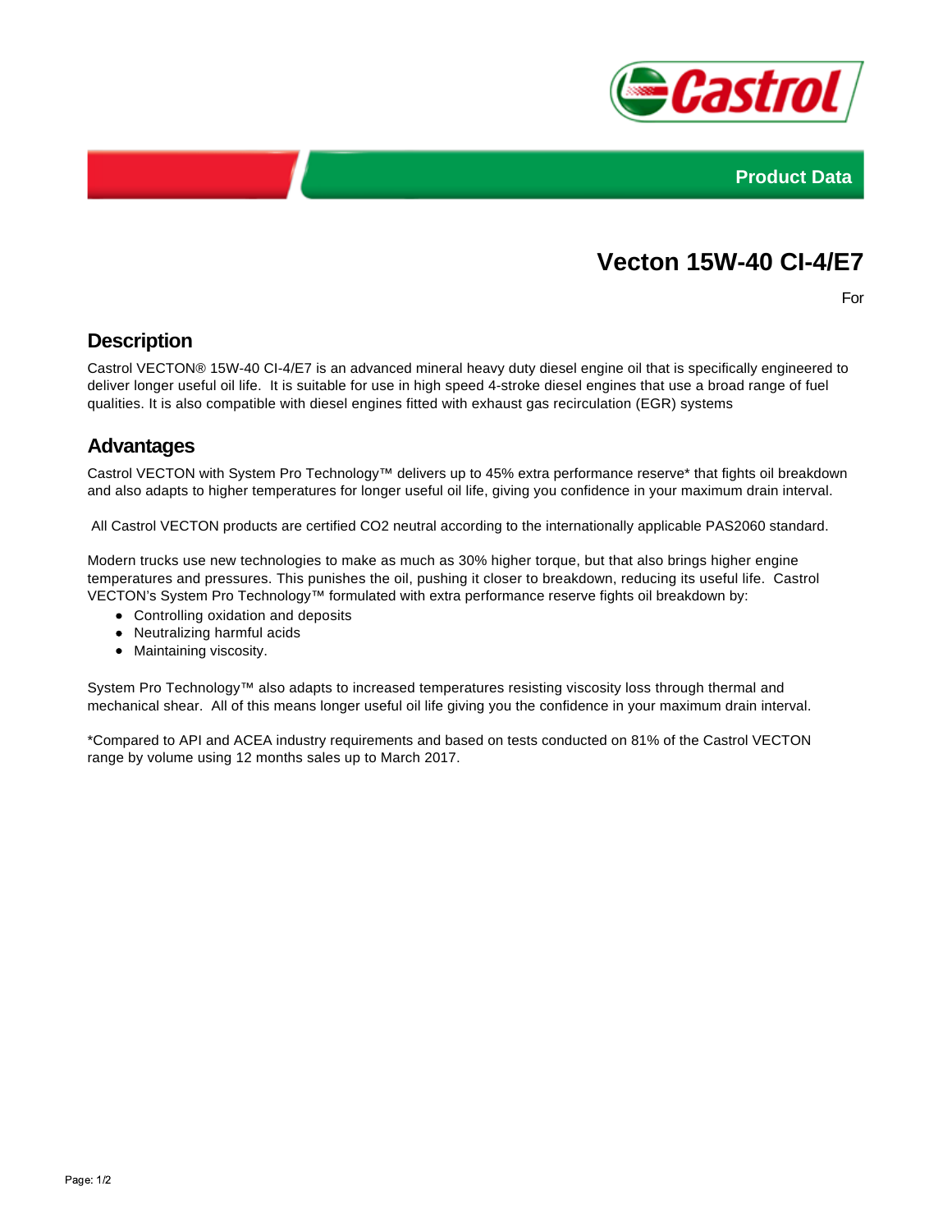Product Data

# Vecton 15W-40 CI-4/E7

For

## Description

Castrol VECTON® 15W-40 CI-4/E7 is an advanced mineral heavy duty diesel engine oil that is specifically engineered to deliver longer useful oil life. It is suitable for use in high speed 4-stroke diesel engines that use a broad range of fuel qualities. It is also compatible with diesel engines fitted with exhaust gas recirculation (EGR) systems

## Advantages

Castrol VECTON with System Pro Technology™ delivers up to 45% extra performance reserve* that fights oil breakdown and also adapts to higher temperatures for longer useful oil life, giving you confidence in your maximum drain interval.

All Castrol VECTON products are certified $CO_2$ neutral according to the internationally applicable PAS2060 standard.

Modern trucks use new technologies to make as much as 30% higher torque, but that also brings higher engine temperatures and pressures. This punishes the oil, pushing it closer to breakdown, reducing its useful life. Castrol VECTON's System Pro Technology™ formulated with extra performance reserve fights oil breakdown by:

- Controlling oxidation and deposits
- Neutralizing harmful acids
- Maintaining viscosity.

System Pro Technology™ also adapts to increased temperatures resisting viscosity loss through thermal and mechanical shear. All of this means longer useful oil life giving you the confidence in your maximum drain interval.

*Compared to API and ACEA industry requirements and based on tests conducted on 81% of the Castrol VECTON range by volume using 12 months sales up to March 2017.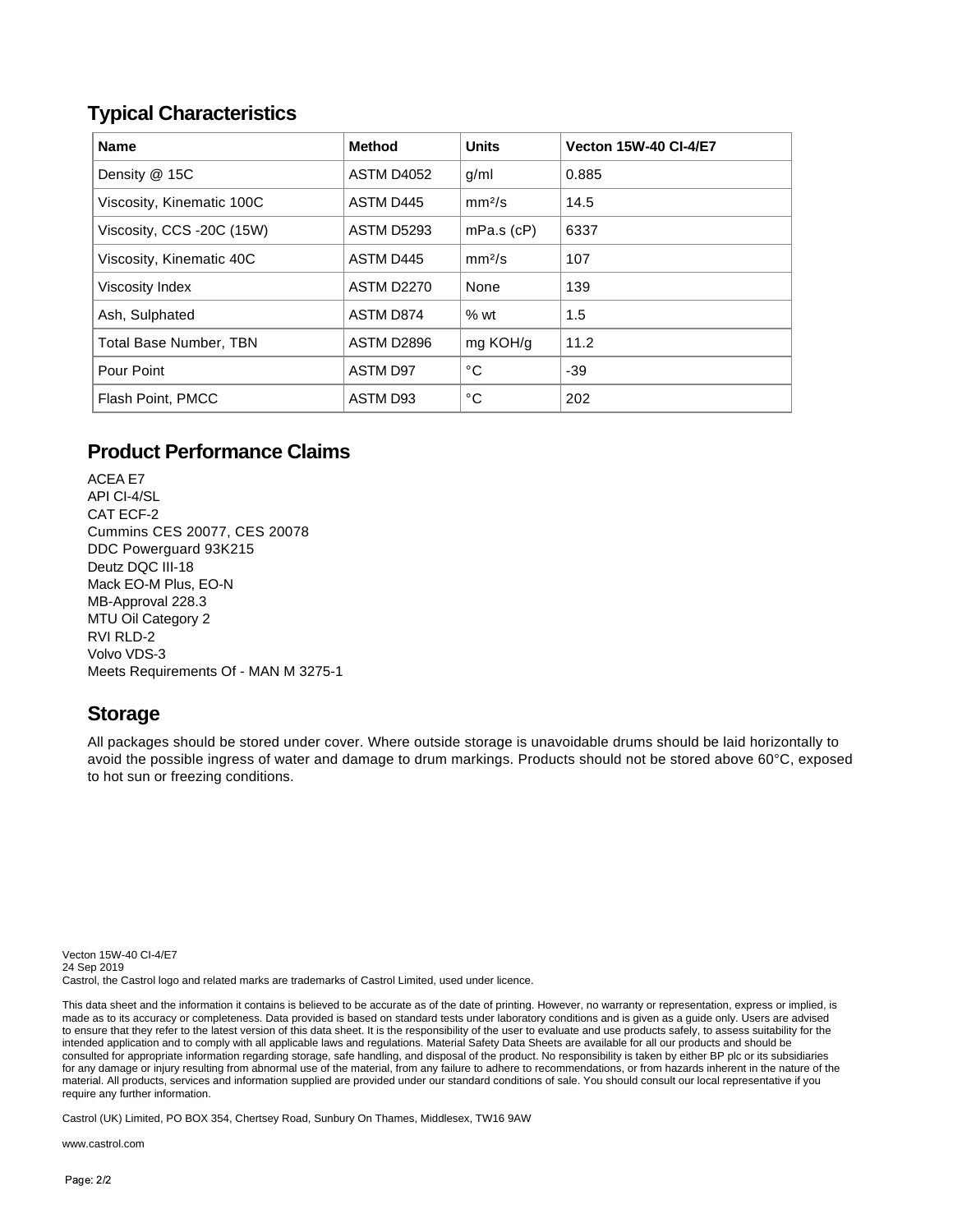## Typical Characteristics

| Name | Method | Units | Vecton 15W-40 CI-4/E7 |
|---|---|---|---|
| Density @ 15C | ASTM D4052 | g/ml | 0.885 |
| Viscosity, Kinematic 100C | ASTM D445 | $mm^2/s$ | 14.5 |
| Viscosity, CCS -20C (15W) | ASTM D5293 | mPa.s (cP) | 6337 |
| Viscosity, Kinematic 40C | ASTM D445 | $mm^2/s$ | 107 |
| Viscosity Index | ASTM D2270 | None | 139 |
| Ash, Sulphated | ASTM D874 | % wt | 1.5 |
| Total Base Number, TBN | ASTM D2896 | mg KOH/g | 11.2 |
| Pour Point | ASTM D97 | °C | -39 |
| Flash Point, PMCC | ASTM D93 | °C | 202 |

## Product Performance Claims

ACEA E7
API CI-4/SL
CAT ECF-2
Cummins CES 20077, CES 20078
DDC Powerguard 93K215
Deutz DQC III-18
Mack EO-M Plus, EO-N
MB-Approval 228.3
MTU Oil Category 2
RVI RLD-2
Volvo VDS-3
Meets Requirements Of - MAN M 3275-1

## Storage

All packages should be stored under cover. Where outside storage is unavoidable drums should be laid horizontally to avoid the possible ingress of water and damage to drum markings. Products should not be stored above 60°C, exposed to hot sun or freezing conditions.

Vecton 15W-40 CI-4/E7
24 Sep 2019
Castrol, the Castrol logo and related marks are trademarks of Castrol Limited, used under licence.

This data sheet and the information it contains is believed to be accurate as of the date of printing. However, no warranty or representation, express or implied, is made as to its accuracy or completeness. Data provided is based on standard tests under laboratory conditions and is given as a guide only. Users are advised to ensure that they refer to the latest version of this data sheet. It is the responsibility of the user to evaluate and use products safely, to assess suitability for the intended application and to comply with all applicable laws and regulations. Material Safety Data Sheets are available for all our products and should be consulted for appropriate information regarding storage, safe handling, and disposal of the product. No responsibility is taken by either BP plc or its subsidiaries for any damage or injury resulting from abnormal use of the material, from any failure to adhere to recommendations, or from hazards inherent in the nature of the material. All products, services and information supplied are provided under our standard conditions of sale. You should consult our local representative if you require any further information.

Castrol (UK) Limited, PO BOX 354, Chertsey Road, Sunbury On Thames, Middlesex, TW16 9AW

www.castrol.com